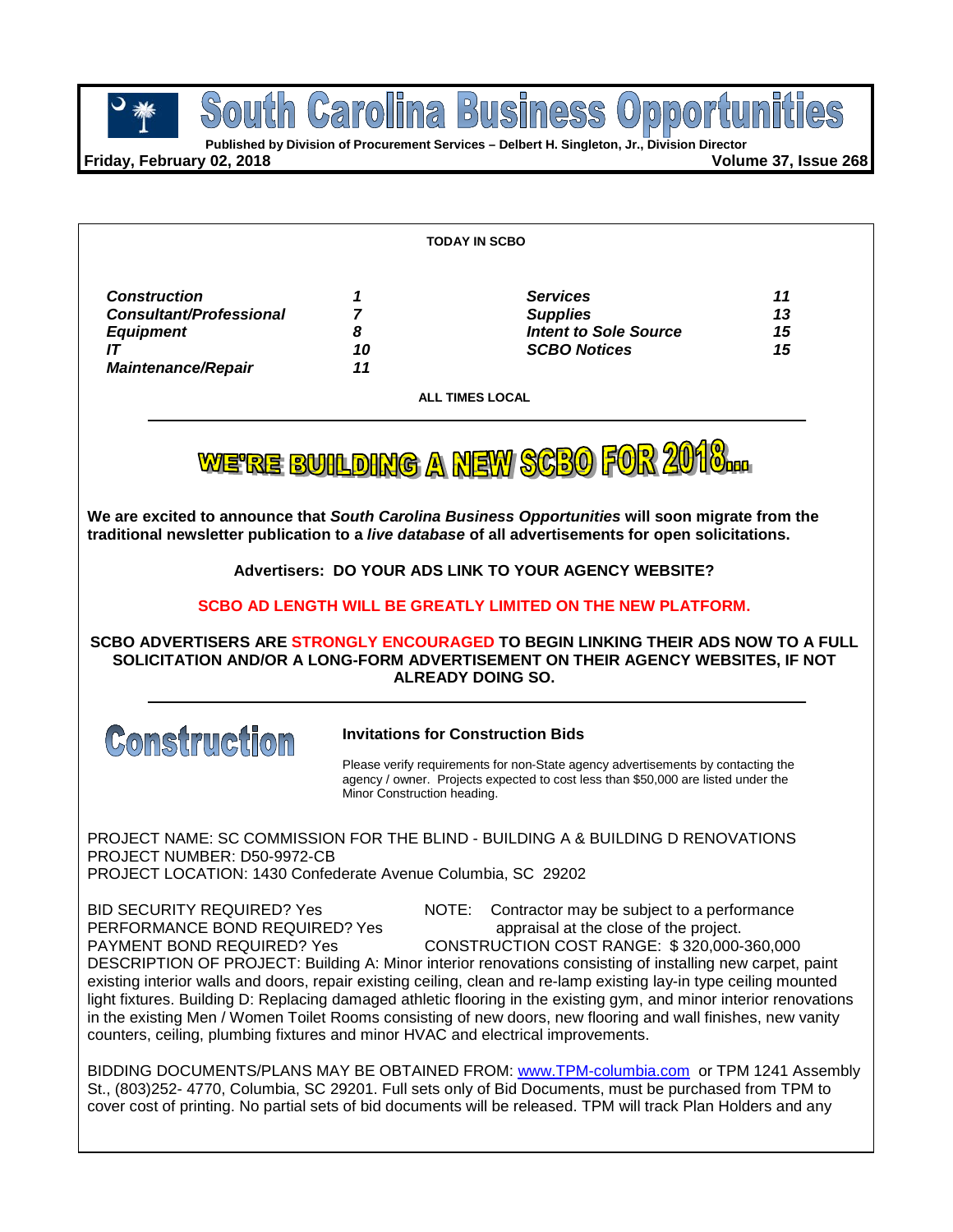# South Carolina Business Opportunities

**Published by Division of Procurement Services – Delbert H. Singleton, Jr., Division Director**

**Friday, February 02, 2018** **Volume 37, Issue 268**

**TODAY IN SCBO**

| | | | |
|---|---|---|---|
| ***Construction*** | ***1*** | ***Services*** | ***11*** |
| ***Consultant/Professional*** | ***7*** | ***Supplies*** | ***13*** |
| ***Equipment*** | ***8*** | ***Intent to Sole Source*** | ***15*** |
| ***IT*** | ***10*** | ***SCBO Notices*** | ***15*** |
| ***Maintenance/Repair*** | ***11*** | | |

**ALL TIMES LOCAL**

## WE'RE BUILDING A NEW SCBO FOR 2018...

**We are excited to announce that *South Carolina Business Opportunities* will soon migrate from the traditional newsletter publication to a *live database* of all advertisements for open solicitations.**

**Advertisers: DO YOUR ADS LINK TO YOUR AGENCY WEBSITE?**

**SCBO AD LENGTH WILL BE GREATLY LIMITED ON THE NEW PLATFORM.**

**SCBO ADVERTISERS ARE STRONGLY ENCOURAGED TO BEGIN LINKING THEIR ADS NOW TO A FULL SOLICITATION AND/OR A LONG-FORM ADVERTISEMENT ON THEIR AGENCY WEBSITES, IF NOT ALREADY DOING SO.**

## Construction

### Invitations for Construction Bids

Please verify requirements for non-State agency advertisements by contacting the agency / owner. Projects expected to cost less than $50,000 are listed under the Minor Construction heading.

PROJECT NAME: SC COMMISSION FOR THE BLIND - BUILDING A & BUILDING D RENOVATIONS
PROJECT NUMBER: D50-9972-CB
PROJECT LOCATION: 1430 Confederate Avenue Columbia, SC 29202

BID SECURITY REQUIRED? Yes
PERFORMANCE BOND REQUIRED? Yes
PAYMENT BOND REQUIRED? Yes

NOTE: Contractor may be subject to a performance appraisal at the close of the project.
CONSTRUCTION COST RANGE: $ 320,000-360,000

DESCRIPTION OF PROJECT: Building A: Minor interior renovations consisting of installing new carpet, paint existing interior walls and doors, repair existing ceiling, clean and re-lamp existing lay-in type ceiling mounted light fixtures. Building D: Replacing damaged athletic flooring in the existing gym, and minor interior renovations in the existing Men / Women Toilet Rooms consisting of new doors, new flooring and wall finishes, new vanity counters, ceiling, plumbing fixtures and minor HVAC and electrical improvements.

BIDDING DOCUMENTS/PLANS MAY BE OBTAINED FROM: www.TPM-columbia.com or TPM 1241 Assembly St., (803)252- 4770, Columbia, SC 29201. Full sets only of Bid Documents, must be purchased from TPM to cover cost of printing. No partial sets of bid documents will be released. TPM will track Plan Holders and any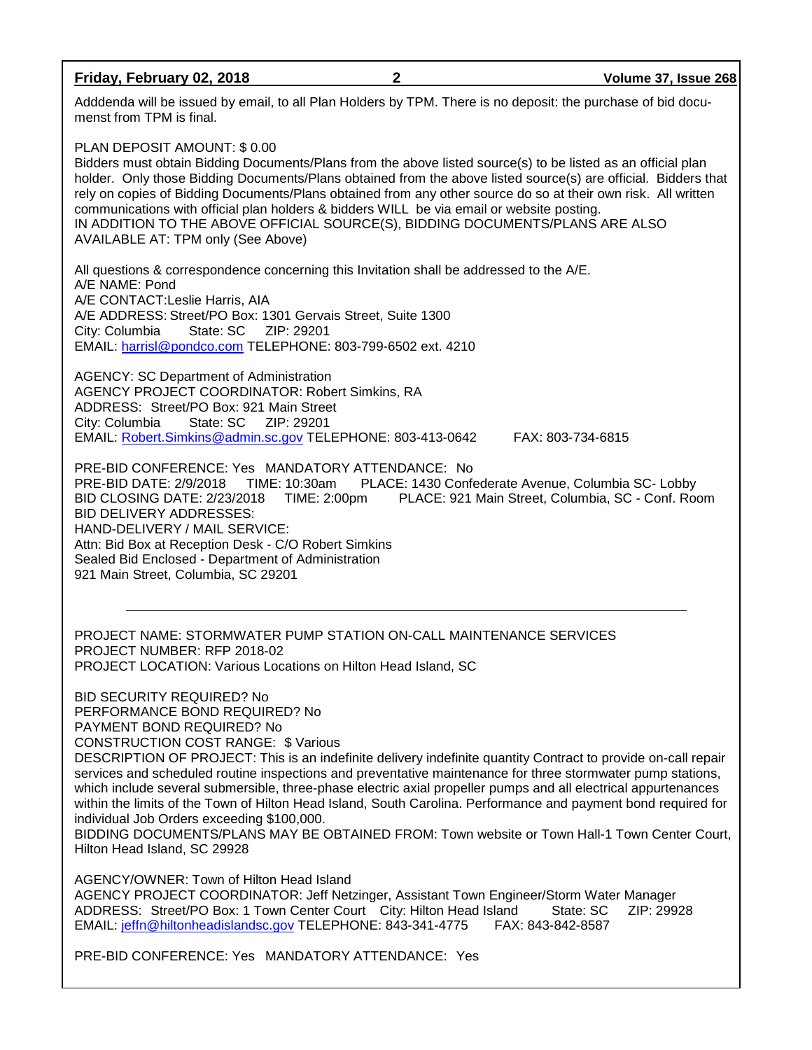Adddenda will be issued by email, to all Plan Holders by TPM. There is no deposit: the purchase of bid documenst from TPM is final.

PLAN DEPOSIT AMOUNT: $ 0.00
Bidders must obtain Bidding Documents/Plans from the above listed source(s) to be listed as an official plan holder. Only those Bidding Documents/Plans obtained from the above listed source(s) are official. Bidders that rely on copies of Bidding Documents/Plans obtained from any other source do so at their own risk. All written communications with official plan holders & bidders WILL be via email or website posting.
IN ADDITION TO THE ABOVE OFFICIAL SOURCE(S), BIDDING DOCUMENTS/PLANS ARE ALSO AVAILABLE AT: TPM only (See Above)

All questions & correspondence concerning this Invitation shall be addressed to the A/E.
A/E NAME: Pond
A/E CONTACT:Leslie Harris, AIA
A/E ADDRESS: Street/PO Box: 1301 Gervais Street, Suite 1300
City: Columbia State: SC ZIP: 29201
EMAIL: harrisl@pondco.com TELEPHONE: 803-799-6502 ext. 4210

AGENCY: SC Department of Administration
AGENCY PROJECT COORDINATOR: Robert Simkins, RA
ADDRESS: Street/PO Box: 921 Main Street
City: Columbia State: SC ZIP: 29201
EMAIL: Robert.Simkins@admin.sc.gov TELEPHONE: 803-413-0642 FAX: 803-734-6815

PRE-BID CONFERENCE: Yes MANDATORY ATTENDANCE: No
PRE-BID DATE: 2/9/2018 TIME: 10:30am PLACE: 1430 Confederate Avenue, Columbia SC- Lobby
BID CLOSING DATE: 2/23/2018 TIME: 2:00pm PLACE: 921 Main Street, Columbia, SC - Conf. Room
BID DELIVERY ADDRESSES:
HAND-DELIVERY / MAIL SERVICE:
Attn: Bid Box at Reception Desk - C/O Robert Simkins
Sealed Bid Enclosed - Department of Administration
921 Main Street, Columbia, SC 29201

---

PROJECT NAME: STORMWATER PUMP STATION ON-CALL MAINTENANCE SERVICES
PROJECT NUMBER: RFP 2018-02
PROJECT LOCATION: Various Locations on Hilton Head Island, SC

BID SECURITY REQUIRED? No
PERFORMANCE BOND REQUIRED? No
PAYMENT BOND REQUIRED? No
CONSTRUCTION COST RANGE: $ Various
DESCRIPTION OF PROJECT: This is an indefinite delivery indefinite quantity Contract to provide on-call repair services and scheduled routine inspections and preventative maintenance for three stormwater pump stations, which include several submersible, three-phase electric axial propeller pumps and all electrical appurtenances within the limits of the Town of Hilton Head Island, South Carolina. Performance and payment bond required for individual Job Orders exceeding $100,000.
BIDDING DOCUMENTS/PLANS MAY BE OBTAINED FROM: Town website or Town Hall-1 Town Center Court, Hilton Head Island, SC 29928

AGENCY/OWNER: Town of Hilton Head Island
AGENCY PROJECT COORDINATOR: Jeff Netzinger, Assistant Town Engineer/Storm Water Manager
ADDRESS: Street/PO Box: 1 Town Center Court City: Hilton Head Island State: SC ZIP: 29928
EMAIL: jeffn@hiltonheadislandsc.gov TELEPHONE: 843-341-4775 FAX: 843-842-8587

PRE-BID CONFERENCE: Yes MANDATORY ATTENDANCE: Yes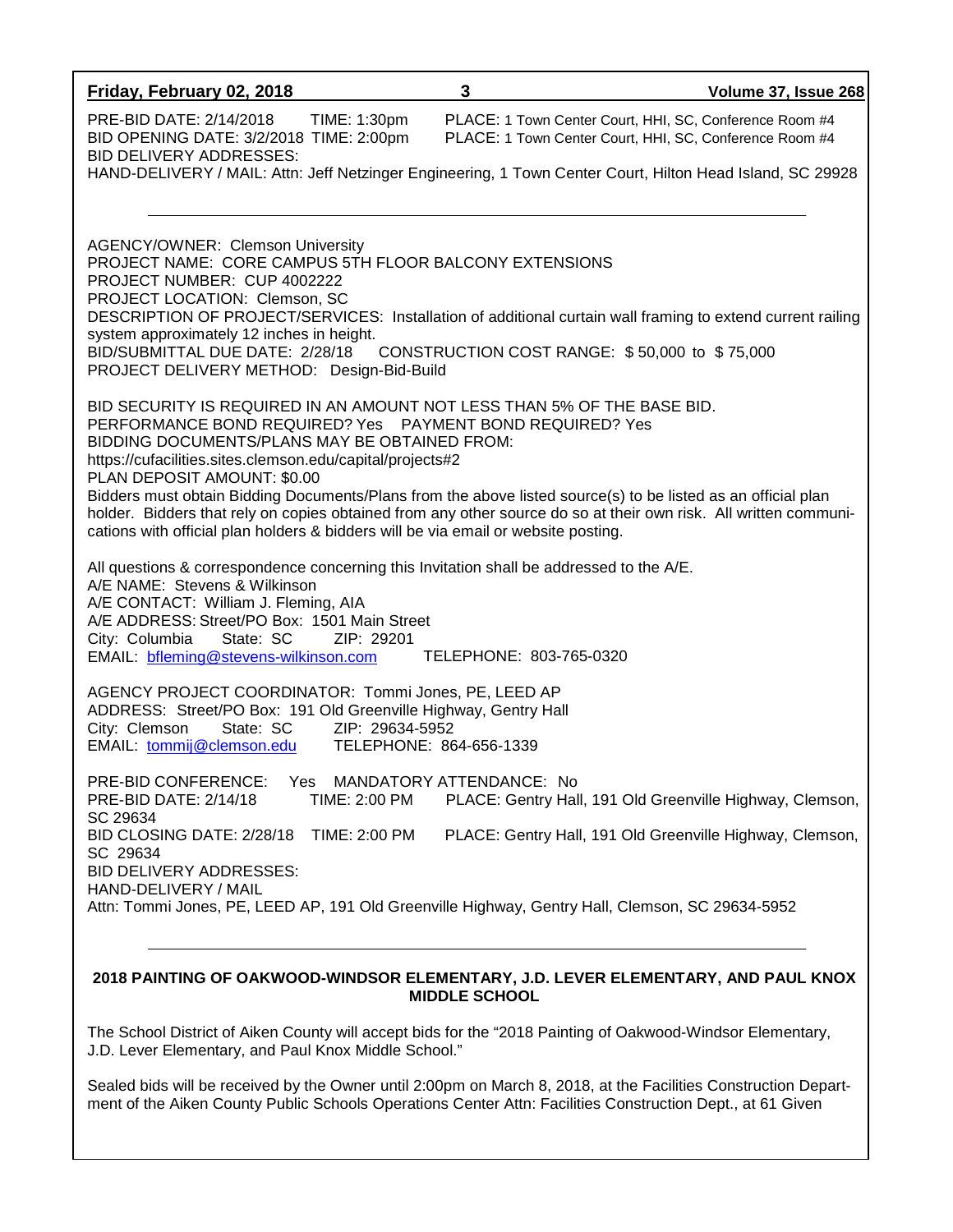PRE-BID DATE: 2/14/2018 TIME: 1:30pm PLACE: 1 Town Center Court, HHI, SC, Conference Room #4
BID OPENING DATE: 3/2/2018 TIME: 2:00pm PLACE: 1 Town Center Court, HHI, SC, Conference Room #4
BID DELIVERY ADDRESSES:
HAND-DELIVERY / MAIL: Attn: Jeff Netzinger Engineering, 1 Town Center Court, Hilton Head Island, SC 29928

---

AGENCY/OWNER: Clemson University
PROJECT NAME: CORE CAMPUS 5TH FLOOR BALCONY EXTENSIONS
PROJECT NUMBER: CUP 4002222
PROJECT LOCATION: Clemson, SC
DESCRIPTION OF PROJECT/SERVICES: Installation of additional curtain wall framing to extend current railing system approximately 12 inches in height.
BID/SUBMITTAL DUE DATE: 2/28/18 CONSTRUCTION COST RANGE: $ 50,000 to $ 75,000
PROJECT DELIVERY METHOD: Design-Bid-Build

BID SECURITY IS REQUIRED IN AN AMOUNT NOT LESS THAN 5% OF THE BASE BID.
PERFORMANCE BOND REQUIRED? Yes PAYMENT BOND REQUIRED? Yes
BIDDING DOCUMENTS/PLANS MAY BE OBTAINED FROM:
https://cufacilities.sites.clemson.edu/capital/projects#2
PLAN DEPOSIT AMOUNT: $0.00
Bidders must obtain Bidding Documents/Plans from the above listed source(s) to be listed as an official plan holder. Bidders that rely on copies obtained from any other source do so at their own risk. All written communications with official plan holders & bidders will be via email or website posting.

All questions & correspondence concerning this Invitation shall be addressed to the A/E.
A/E NAME: Stevens & Wilkinson
A/E CONTACT: William J. Fleming, AIA
A/E ADDRESS: Street/PO Box: 1501 Main Street
City: Columbia State: SC ZIP: 29201
EMAIL: bfleming@stevens-wilkinson.com TELEPHONE: 803-765-0320

AGENCY PROJECT COORDINATOR: Tommi Jones, PE, LEED AP
ADDRESS: Street/PO Box: 191 Old Greenville Highway, Gentry Hall
City: Clemson State: SC ZIP: 29634-5952
EMAIL: tommij@clemson.edu TELEPHONE: 864-656-1339

PRE-BID CONFERENCE: Yes MANDATORY ATTENDANCE: No
PRE-BID DATE: 2/14/18 TIME: 2:00 PM PLACE: Gentry Hall, 191 Old Greenville Highway, Clemson, SC 29634
BID CLOSING DATE: 2/28/18 TIME: 2:00 PM PLACE: Gentry Hall, 191 Old Greenville Highway, Clemson, SC 29634
BID DELIVERY ADDRESSES:
HAND-DELIVERY / MAIL
Attn: Tommi Jones, PE, LEED AP, 191 Old Greenville Highway, Gentry Hall, Clemson, SC 29634-5952

---

## 2018 PAINTING OF OAKWOOD-WINDSOR ELEMENTARY, J.D. LEVER ELEMENTARY, AND PAUL KNOX MIDDLE SCHOOL

The School District of Aiken County will accept bids for the "2018 Painting of Oakwood-Windsor Elementary, J.D. Lever Elementary, and Paul Knox Middle School."

Sealed bids will be received by the Owner until 2:00pm on March 8, 2018, at the Facilities Construction Department of the Aiken County Public Schools Operations Center Attn: Facilities Construction Dept., at 61 Given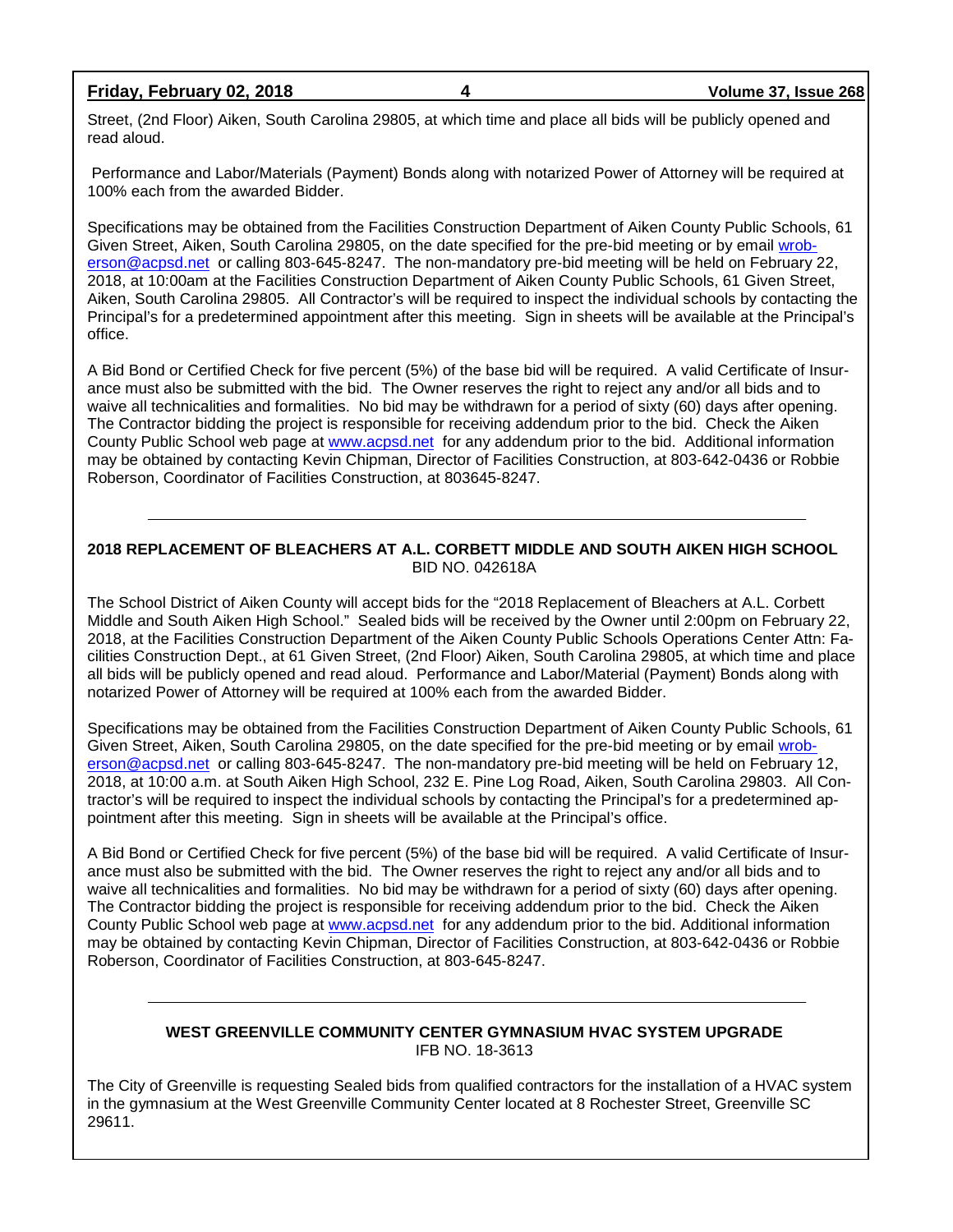Street, (2nd Floor) Aiken, South Carolina 29805, at which time and place all bids will be publicly opened and read aloud.

Performance and Labor/Materials (Payment) Bonds along with notarized Power of Attorney will be required at 100% each from the awarded Bidder.

Specifications may be obtained from the Facilities Construction Department of Aiken County Public Schools, 61 Given Street, Aiken, South Carolina 29805, on the date specified for the pre-bid meeting or by email wrob-erson@acpsd.net or calling 803-645-8247. The non-mandatory pre-bid meeting will be held on February 22, 2018, at 10:00am at the Facilities Construction Department of Aiken County Public Schools, 61 Given Street, Aiken, South Carolina 29805. All Contractor's will be required to inspect the individual schools by contacting the Principal's for a predetermined appointment after this meeting. Sign in sheets will be available at the Principal's office.

A Bid Bond or Certified Check for five percent (5%) of the base bid will be required. A valid Certificate of Insurance must also be submitted with the bid. The Owner reserves the right to reject any and/or all bids and to waive all technicalities and formalities. No bid may be withdrawn for a period of sixty (60) days after opening. The Contractor bidding the project is responsible for receiving addendum prior to the bid. Check the Aiken County Public School web page at www.acpsd.net for any addendum prior to the bid. Additional information may be obtained by contacting Kevin Chipman, Director of Facilities Construction, at 803-642-0436 or Robbie Roberson, Coordinator of Facilities Construction, at 803645-8247.

---

**2018 REPLACEMENT OF BLEACHERS AT A.L. CORBETT MIDDLE AND SOUTH AIKEN HIGH SCHOOL**
BID NO. 042618A

The School District of Aiken County will accept bids for the "2018 Replacement of Bleachers at A.L. Corbett Middle and South Aiken High School." Sealed bids will be received by the Owner until 2:00pm on February 22, 2018, at the Facilities Construction Department of the Aiken County Public Schools Operations Center Attn: Facilities Construction Dept., at 61 Given Street, (2nd Floor) Aiken, South Carolina 29805, at which time and place all bids will be publicly opened and read aloud. Performance and Labor/Material (Payment) Bonds along with notarized Power of Attorney will be required at 100% each from the awarded Bidder.

Specifications may be obtained from the Facilities Construction Department of Aiken County Public Schools, 61 Given Street, Aiken, South Carolina 29805, on the date specified for the pre-bid meeting or by email wrob-erson@acpsd.net or calling 803-645-8247. The non-mandatory pre-bid meeting will be held on February 12, 2018, at 10:00 a.m. at South Aiken High School, 232 E. Pine Log Road, Aiken, South Carolina 29803. All Contractor's will be required to inspect the individual schools by contacting the Principal's for a predetermined appointment after this meeting. Sign in sheets will be available at the Principal's office.

A Bid Bond or Certified Check for five percent (5%) of the base bid will be required. A valid Certificate of Insurance must also be submitted with the bid. The Owner reserves the right to reject any and/or all bids and to waive all technicalities and formalities. No bid may be withdrawn for a period of sixty (60) days after opening. The Contractor bidding the project is responsible for receiving addendum prior to the bid. Check the Aiken County Public School web page at www.acpsd.net for any addendum prior to the bid. Additional information may be obtained by contacting Kevin Chipman, Director of Facilities Construction, at 803-642-0436 or Robbie Roberson, Coordinator of Facilities Construction, at 803-645-8247.

---

**WEST GREENVILLE COMMUNITY CENTER GYMNASIUM HVAC SYSTEM UPGRADE**
IFB NO. 18-3613

The City of Greenville is requesting Sealed bids from qualified contractors for the installation of a HVAC system in the gymnasium at the West Greenville Community Center located at 8 Rochester Street, Greenville SC 29611.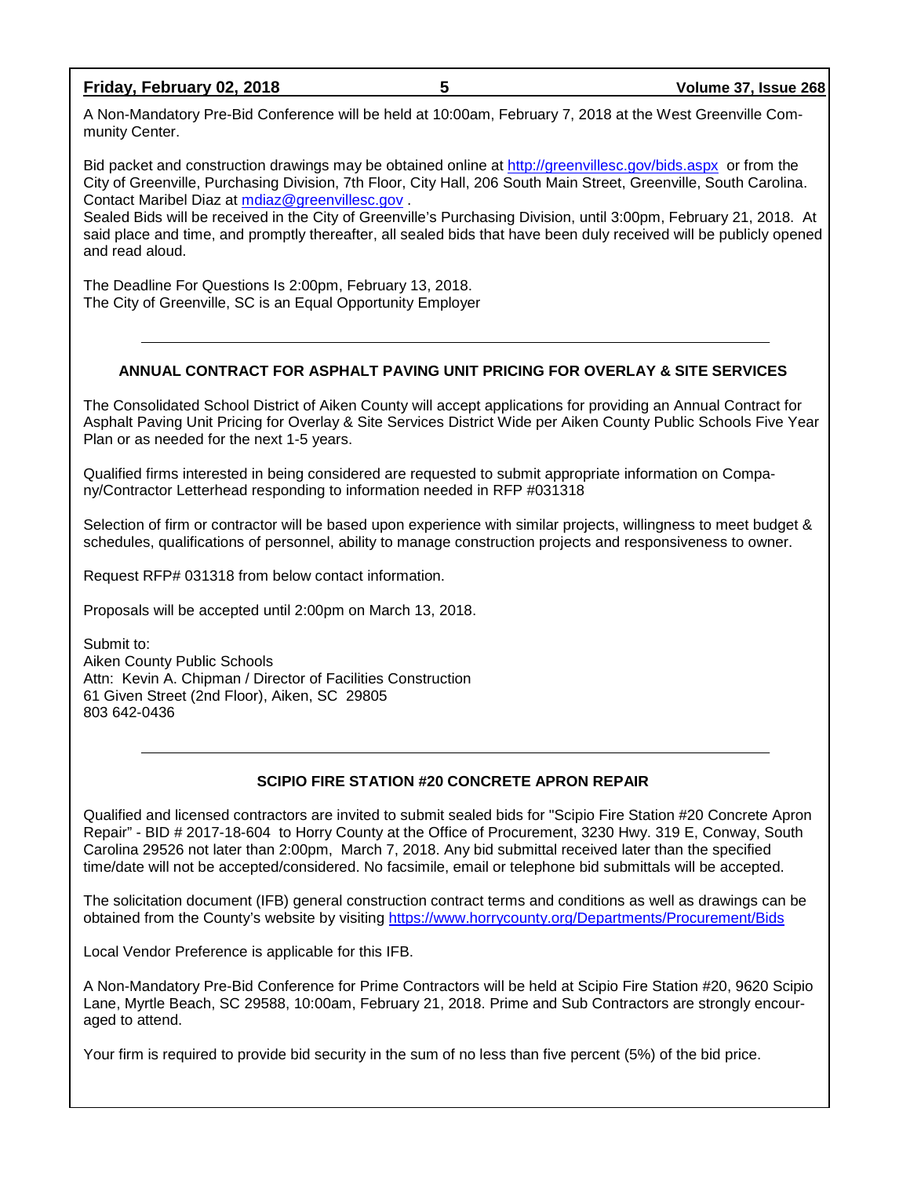A Non-Mandatory Pre-Bid Conference will be held at 10:00am, February 7, 2018 at the West Greenville Community Center.

Bid packet and construction drawings may be obtained online at http://greenvillesc.gov/bids.aspx or from the City of Greenville, Purchasing Division, 7th Floor, City Hall, 206 South Main Street, Greenville, South Carolina. Contact Maribel Diaz at mdiaz@greenvillesc.gov .
Sealed Bids will be received in the City of Greenville's Purchasing Division, until 3:00pm, February 21, 2018. At said place and time, and promptly thereafter, all sealed bids that have been duly received will be publicly opened and read aloud.

The Deadline For Questions Is 2:00pm, February 13, 2018.
The City of Greenville, SC is an Equal Opportunity Employer

---

## ANNUAL CONTRACT FOR ASPHALT PAVING UNIT PRICING FOR OVERLAY & SITE SERVICES

The Consolidated School District of Aiken County will accept applications for providing an Annual Contract for Asphalt Paving Unit Pricing for Overlay & Site Services District Wide per Aiken County Public Schools Five Year Plan or as needed for the next 1-5 years.

Qualified firms interested in being considered are requested to submit appropriate information on Company/Contractor Letterhead responding to information needed in RFP #031318

Selection of firm or contractor will be based upon experience with similar projects, willingness to meet budget & schedules, qualifications of personnel, ability to manage construction projects and responsiveness to owner.

Request RFP# 031318 from below contact information.

Proposals will be accepted until 2:00pm on March 13, 2018.

Submit to:
Aiken County Public Schools
Attn: Kevin A. Chipman / Director of Facilities Construction
61 Given Street (2nd Floor), Aiken, SC 29805
803 642-0436

---

## SCIPIO FIRE STATION #20 CONCRETE APRON REPAIR

Qualified and licensed contractors are invited to submit sealed bids for "Scipio Fire Station #20 Concrete Apron Repair" - BID # 2017-18-604 to Horry County at the Office of Procurement, 3230 Hwy. 319 E, Conway, South Carolina 29526 not later than 2:00pm, March 7, 2018. Any bid submittal received later than the specified time/date will not be accepted/considered. No facsimile, email or telephone bid submittals will be accepted.

The solicitation document (IFB) general construction contract terms and conditions as well as drawings can be obtained from the County's website by visiting https://www.horrycounty.org/Departments/Procurement/Bids

Local Vendor Preference is applicable for this IFB.

A Non-Mandatory Pre-Bid Conference for Prime Contractors will be held at Scipio Fire Station #20, 9620 Scipio Lane, Myrtle Beach, SC 29588, 10:00am, February 21, 2018. Prime and Sub Contractors are strongly encouraged to attend.

Your firm is required to provide bid security in the sum of no less than five percent (5%) of the bid price.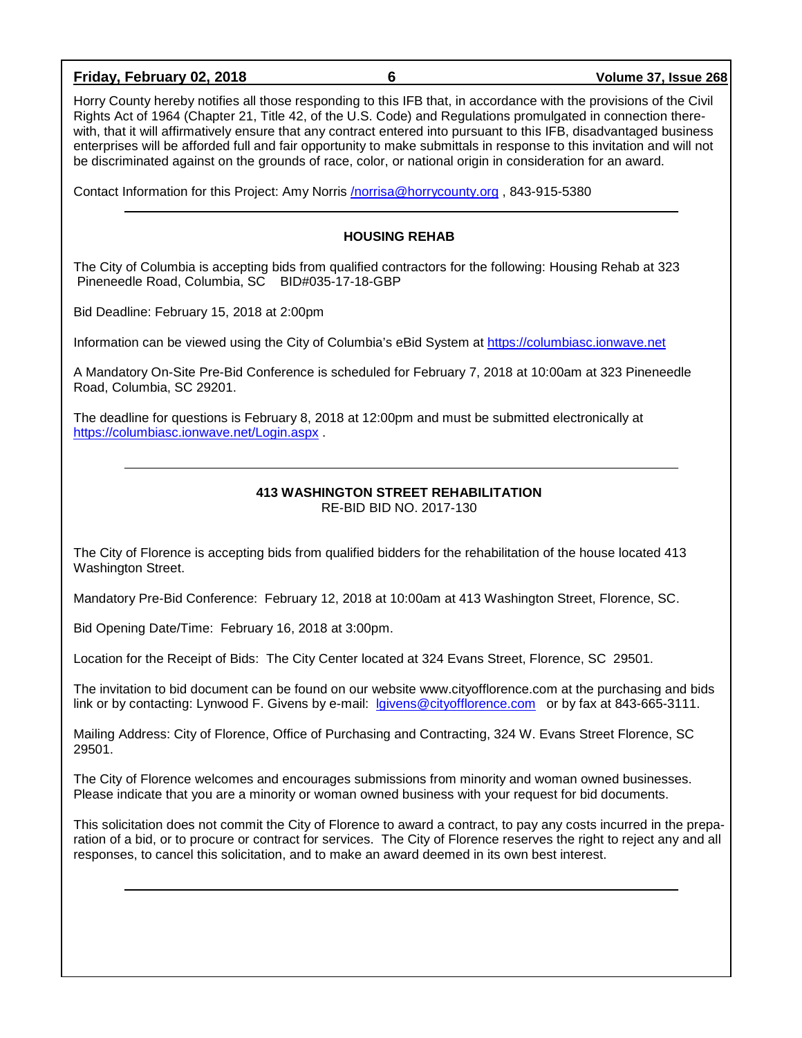Horry County hereby notifies all those responding to this IFB that, in accordance with the provisions of the Civil Rights Act of 1964 (Chapter 21, Title 42, of the U.S. Code) and Regulations promulgated in connection there-with, that it will affirmatively ensure that any contract entered into pursuant to this IFB, disadvantaged business enterprises will be afforded full and fair opportunity to make submittals in response to this invitation and will not be discriminated against on the grounds of race, color, or national origin in consideration for an award.

Contact Information for this Project: Amy Norris /norrisa@horrycounty.org , 843-915-5380

---

## HOUSING REHAB

The City of Columbia is accepting bids from qualified contractors for the following: Housing Rehab at 323 Pineneedle Road, Columbia, SC BID#035-17-18-GBP

Bid Deadline: February 15, 2018 at 2:00pm

Information can be viewed using the City of Columbia's eBid System at https://columbiasc.ionwave.net

A Mandatory On-Site Pre-Bid Conference is scheduled for February 7, 2018 at 10:00am at 323 Pineneedle Road, Columbia, SC 29201.

The deadline for questions is February 8, 2018 at 12:00pm and must be submitted electronically at https://columbiasc.ionwave.net/Login.aspx .

---

## 413 WASHINGTON STREET REHABILITATION

RE-BID BID NO. 2017-130

The City of Florence is accepting bids from qualified bidders for the rehabilitation of the house located 413 Washington Street.

Mandatory Pre-Bid Conference: February 12, 2018 at 10:00am at 413 Washington Street, Florence, SC.

Bid Opening Date/Time: February 16, 2018 at 3:00pm.

Location for the Receipt of Bids: The City Center located at 324 Evans Street, Florence, SC 29501.

The invitation to bid document can be found on our website www.cityofflorence.com at the purchasing and bids link or by contacting: Lynwood F. Givens by e-mail: lgivens@cityofflorence.com or by fax at 843-665-3111.

Mailing Address: City of Florence, Office of Purchasing and Contracting, 324 W. Evans Street Florence, SC 29501.

The City of Florence welcomes and encourages submissions from minority and woman owned businesses. Please indicate that you are a minority or woman owned business with your request for bid documents.

This solicitation does not commit the City of Florence to award a contract, to pay any costs incurred in the preparation of a bid, or to procure or contract for services. The City of Florence reserves the right to reject any and all responses, to cancel this solicitation, and to make an award deemed in its own best interest.

---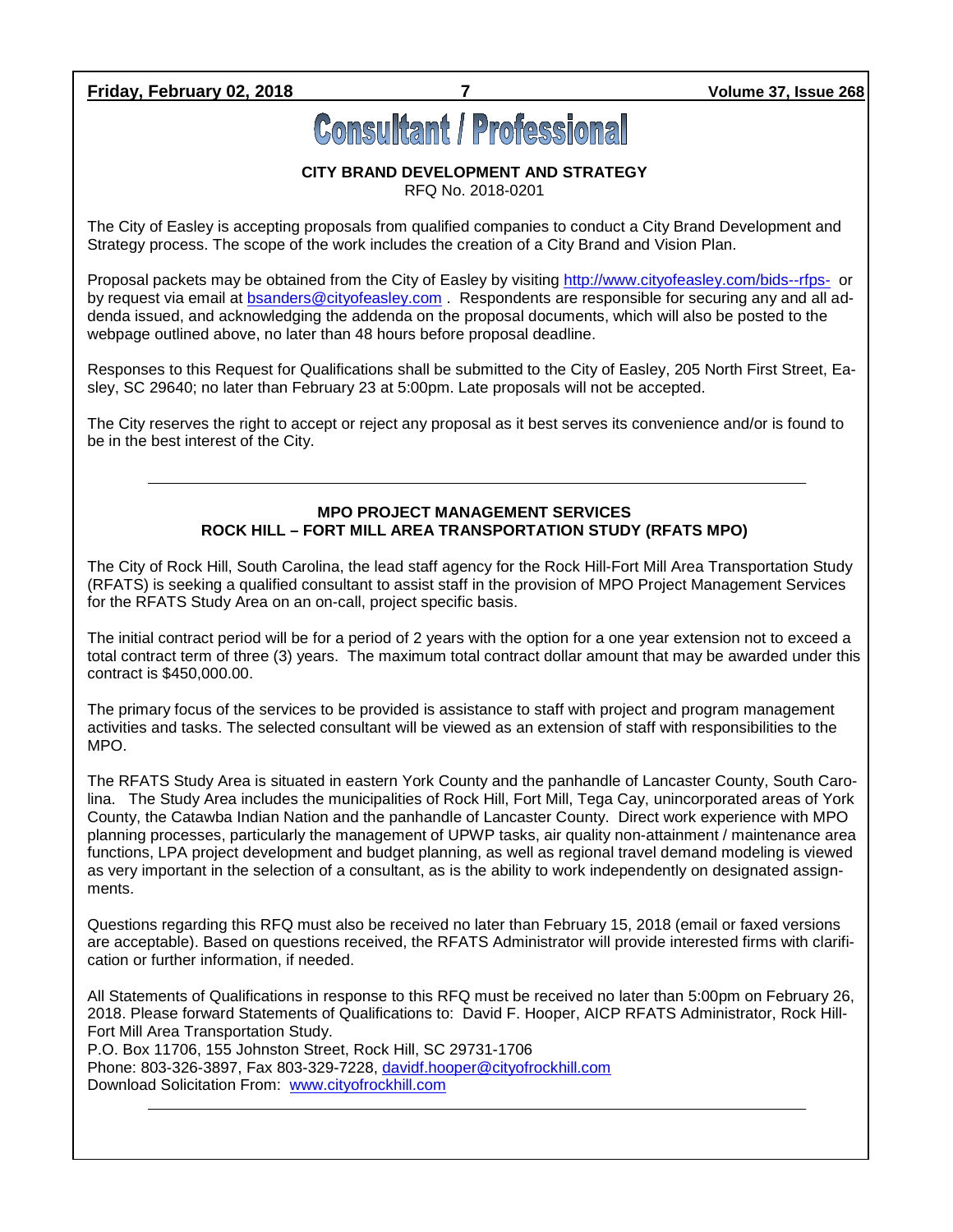# Consultant / Professional

**CITY BRAND DEVELOPMENT AND STRATEGY**

RFQ No. 2018-0201

The City of Easley is accepting proposals from qualified companies to conduct a City Brand Development and Strategy process. The scope of the work includes the creation of a City Brand and Vision Plan.

Proposal packets may be obtained from the City of Easley by visiting http://www.cityofeasley.com/bids--rfps- or by request via email at bsanders@cityofeasley.com . Respondents are responsible for securing any and all addenda issued, and acknowledging the addenda on the proposal documents, which will also be posted to the webpage outlined above, no later than 48 hours before proposal deadline.

Responses to this Request for Qualifications shall be submitted to the City of Easley, 205 North First Street, Easley, SC 29640; no later than February 23 at 5:00pm. Late proposals will not be accepted.

The City reserves the right to accept or reject any proposal as it best serves its convenience and/or is found to be in the best interest of the City.

---

**MPO PROJECT MANAGEMENT SERVICES**
**ROCK HILL – FORT MILL AREA TRANSPORTATION STUDY (RFATS MPO)**

The City of Rock Hill, South Carolina, the lead staff agency for the Rock Hill-Fort Mill Area Transportation Study (RFATS) is seeking a qualified consultant to assist staff in the provision of MPO Project Management Services for the RFATS Study Area on an on-call, project specific basis.

The initial contract period will be for a period of 2 years with the option for a one year extension not to exceed a total contract term of three (3) years. The maximum total contract dollar amount that may be awarded under this contract is $450,000.00.

The primary focus of the services to be provided is assistance to staff with project and program management activities and tasks. The selected consultant will be viewed as an extension of staff with responsibilities to the MPO.

The RFATS Study Area is situated in eastern York County and the panhandle of Lancaster County, South Carolina. The Study Area includes the municipalities of Rock Hill, Fort Mill, Tega Cay, unincorporated areas of York County, the Catawba Indian Nation and the panhandle of Lancaster County. Direct work experience with MPO planning processes, particularly the management of UPWP tasks, air quality non-attainment / maintenance area functions, LPA project development and budget planning, as well as regional travel demand modeling is viewed as very important in the selection of a consultant, as is the ability to work independently on designated assignments.

Questions regarding this RFQ must also be received no later than February 15, 2018 (email or faxed versions are acceptable). Based on questions received, the RFATS Administrator will provide interested firms with clarification or further information, if needed.

All Statements of Qualifications in response to this RFQ must be received no later than 5:00pm on February 26, 2018. Please forward Statements of Qualifications to: David F. Hooper, AICP RFATS Administrator, Rock Hill-Fort Mill Area Transportation Study.
P.O. Box 11706, 155 Johnston Street, Rock Hill, SC 29731-1706
Phone: 803-326-3897, Fax 803-329-7228, davidf.hooper@cityofrockhill.com
Download Solicitation From: www.cityofrockhill.com

---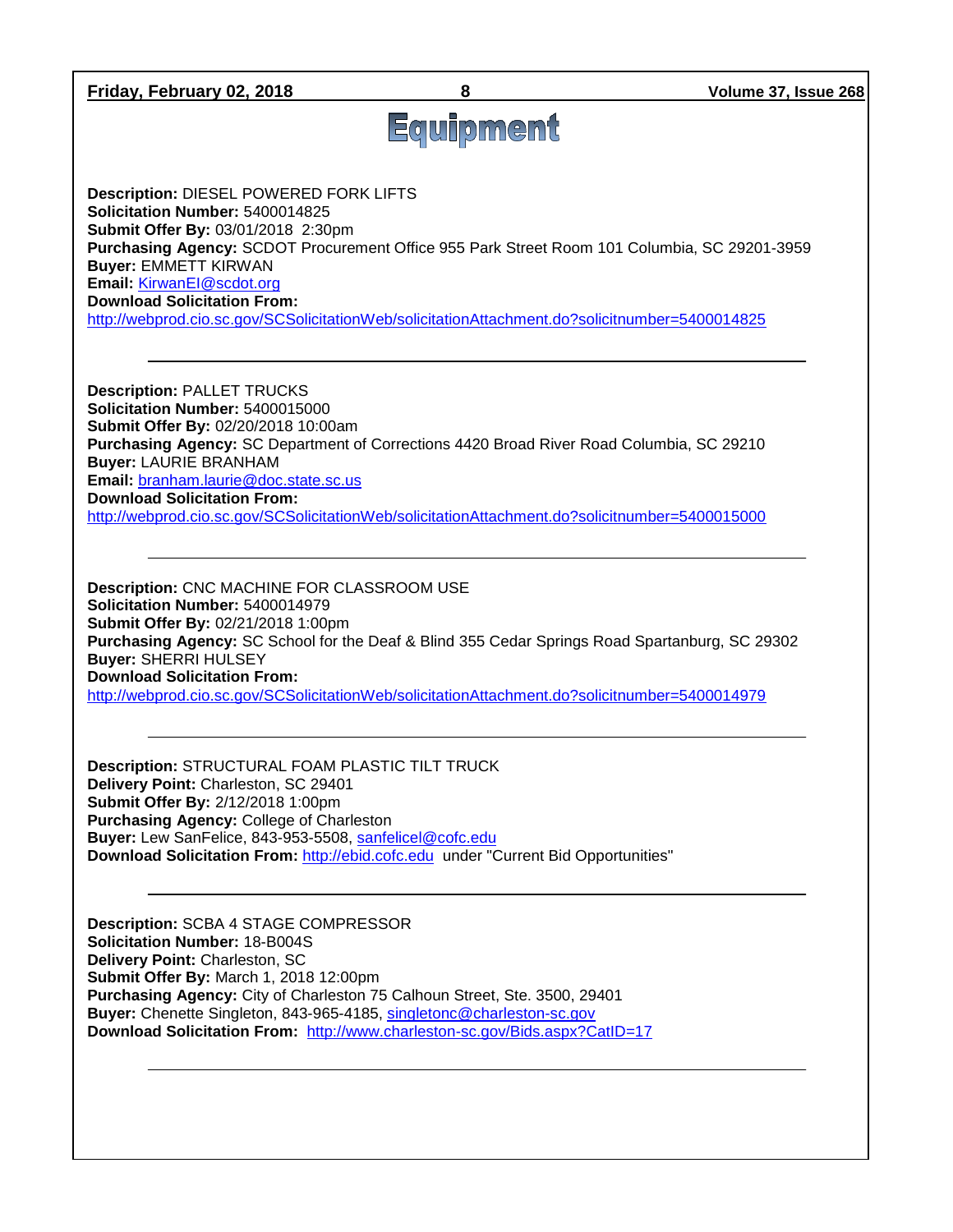# Equipment

**Description:** DIESEL POWERED FORK LIFTS
**Solicitation Number:** 5400014825
**Submit Offer By:** 03/01/2018 2:30pm
**Purchasing Agency:** SCDOT Procurement Office 955 Park Street Room 101 Columbia, SC 29201-3959
**Buyer:** EMMETT KIRWAN
**Email:** KirwanEI@scdot.org
**Download Solicitation From:**
http://webprod.cio.sc.gov/SCSolicitationWeb/solicitationAttachment.do?solicitnumber=5400014825

---

**Description:** PALLET TRUCKS
**Solicitation Number:** 5400015000
**Submit Offer By:** 02/20/2018 10:00am
**Purchasing Agency:** SC Department of Corrections 4420 Broad River Road Columbia, SC 29210
**Buyer:** LAURIE BRANHAM
**Email:** branham.laurie@doc.state.sc.us
**Download Solicitation From:**
http://webprod.cio.sc.gov/SCSolicitationWeb/solicitationAttachment.do?solicitnumber=5400015000

---

**Description:** CNC MACHINE FOR CLASSROOM USE
**Solicitation Number:** 5400014979
**Submit Offer By:** 02/21/2018 1:00pm
**Purchasing Agency:** SC School for the Deaf & Blind 355 Cedar Springs Road Spartanburg, SC 29302
**Buyer:** SHERRI HULSEY
**Download Solicitation From:**
http://webprod.cio.sc.gov/SCSolicitationWeb/solicitationAttachment.do?solicitnumber=5400014979

---

**Description:** STRUCTURAL FOAM PLASTIC TILT TRUCK
**Delivery Point:** Charleston, SC 29401
**Submit Offer By:** 2/12/2018 1:00pm
**Purchasing Agency:** College of Charleston
**Buyer:** Lew SanFelice, 843-953-5508, sanfelicel@cofc.edu
**Download Solicitation From:** http://ebid.cofc.edu under "Current Bid Opportunities"

---

**Description:** SCBA 4 STAGE COMPRESSOR
**Solicitation Number:** 18-B004S
**Delivery Point:** Charleston, SC
**Submit Offer By:** March 1, 2018 12:00pm
**Purchasing Agency:** City of Charleston 75 Calhoun Street, Ste. 3500, 29401
**Buyer:** Chenette Singleton, 843-965-4185, singletonc@charleston-sc.gov
**Download Solicitation From:** http://www.charleston-sc.gov/Bids.aspx?CatID=17

---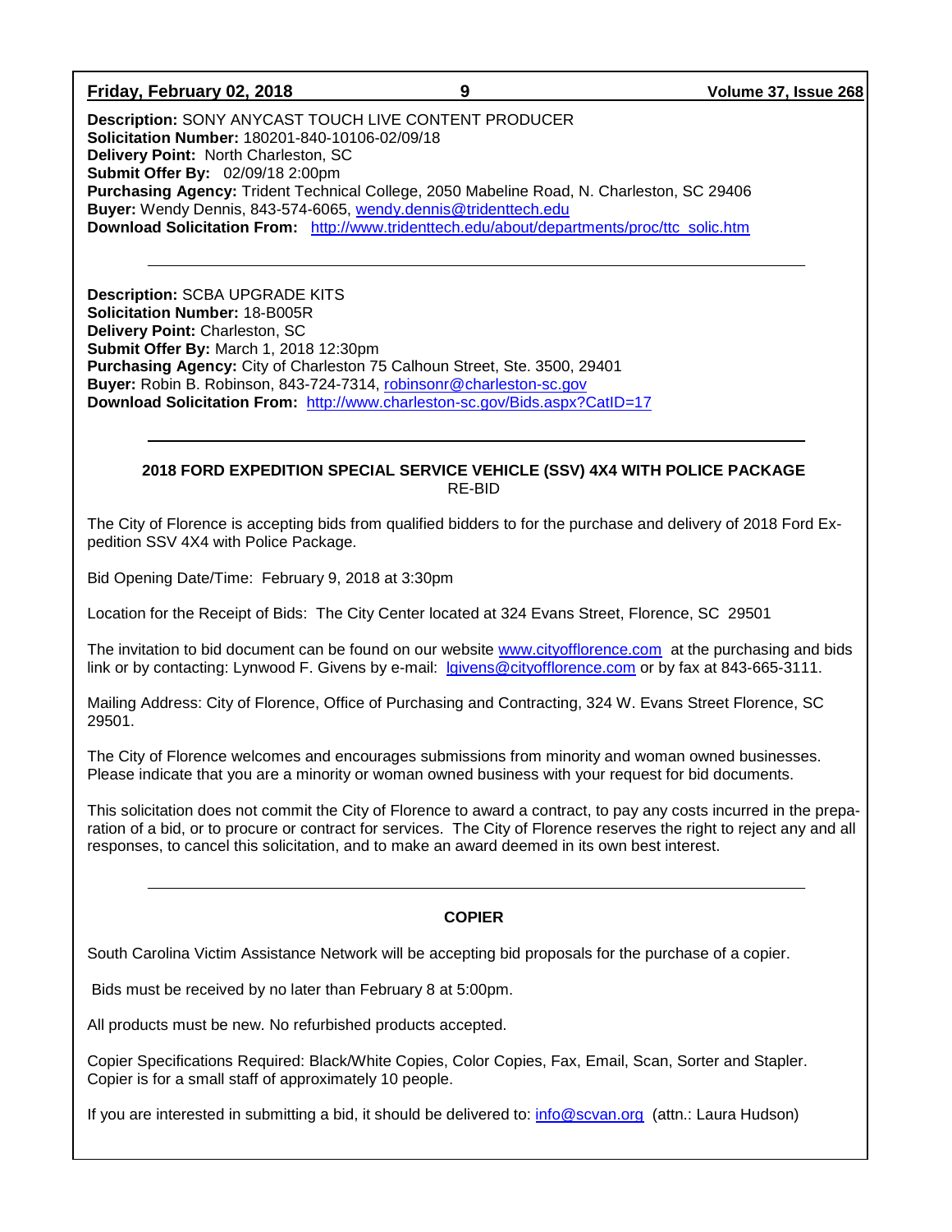**Description:** SONY ANYCAST TOUCH LIVE CONTENT PRODUCER
**Solicitation Number:** 180201-840-10106-02/09/18
**Delivery Point:** North Charleston, SC
**Submit Offer By:** 02/09/18 2:00pm
**Purchasing Agency:** Trident Technical College, 2050 Mabeline Road, N. Charleston, SC 29406
**Buyer:** Wendy Dennis, 843-574-6065, wendy.dennis@tridenttech.edu
**Download Solicitation From:** http://www.tridenttech.edu/about/departments/proc/ttc_solic.htm

---

**Description:** SCBA UPGRADE KITS
**Solicitation Number:** 18-B005R
**Delivery Point:** Charleston, SC
**Submit Offer By:** March 1, 2018 12:30pm
**Purchasing Agency:** City of Charleston 75 Calhoun Street, Ste. 3500, 29401
**Buyer:** Robin B. Robinson, 843-724-7314, robinsonr@charleston-sc.gov
**Download Solicitation From:** http://www.charleston-sc.gov/Bids.aspx?CatID=17

---

**2018 FORD EXPEDITION SPECIAL SERVICE VEHICLE (SSV) 4X4 WITH POLICE PACKAGE**
RE-BID

The City of Florence is accepting bids from qualified bidders to for the purchase and delivery of 2018 Ford Expedition SSV 4X4 with Police Package.

Bid Opening Date/Time: February 9, 2018 at 3:30pm

Location for the Receipt of Bids: The City Center located at 324 Evans Street, Florence, SC 29501

The invitation to bid document can be found on our website www.cityofflorence.com at the purchasing and bids link or by contacting: Lynwood F. Givens by e-mail: lgivens@cityofflorence.com or by fax at 843-665-3111.

Mailing Address: City of Florence, Office of Purchasing and Contracting, 324 W. Evans Street Florence, SC 29501.

The City of Florence welcomes and encourages submissions from minority and woman owned businesses. Please indicate that you are a minority or woman owned business with your request for bid documents.

This solicitation does not commit the City of Florence to award a contract, to pay any costs incurred in the preparation of a bid, or to procure or contract for services. The City of Florence reserves the right to reject any and all responses, to cancel this solicitation, and to make an award deemed in its own best interest.

---

**COPIER**

South Carolina Victim Assistance Network will be accepting bid proposals for the purchase of a copier.

Bids must be received by no later than February 8 at 5:00pm.

All products must be new. No refurbished products accepted.

Copier Specifications Required: Black/White Copies, Color Copies, Fax, Email, Scan, Sorter and Stapler. Copier is for a small staff of approximately 10 people.

If you are interested in submitting a bid, it should be delivered to: info@scvan.org (attn.: Laura Hudson)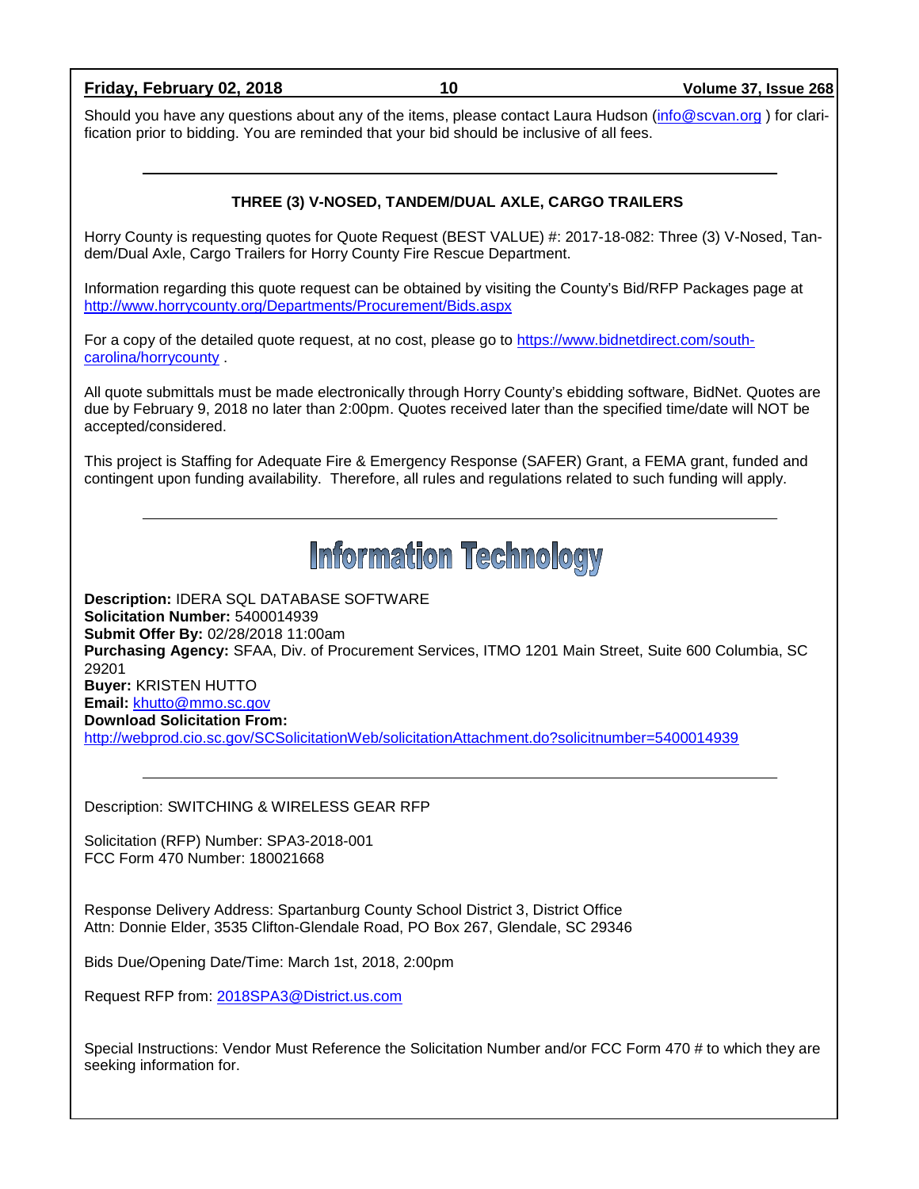Should you have any questions about any of the items, please contact Laura Hudson (info@scvan.org ) for clarification prior to bidding. You are reminded that your bid should be inclusive of all fees.

---

**THREE (3) V-NOSED, TANDEM/DUAL AXLE, CARGO TRAILERS**

Horry County is requesting quotes for Quote Request (BEST VALUE) #: 2017-18-082: Three (3) V-Nosed, Tandem/Dual Axle, Cargo Trailers for Horry County Fire Rescue Department.

Information regarding this quote request can be obtained by visiting the County's Bid/RFP Packages page at http://www.horrycounty.org/Departments/Procurement/Bids.aspx

For a copy of the detailed quote request, at no cost, please go to https://www.bidnetdirect.com/south-carolina/horrycounty .

All quote submittals must be made electronically through Horry County's ebidding software, BidNet. Quotes are due by February 9, 2018 no later than 2:00pm. Quotes received later than the specified time/date will NOT be accepted/considered.

This project is Staffing for Adequate Fire & Emergency Response (SAFER) Grant, a FEMA grant, funded and contingent upon funding availability. Therefore, all rules and regulations related to such funding will apply.

---

# Information Technology

**Description:** IDERA SQL DATABASE SOFTWARE
**Solicitation Number:** 5400014939
**Submit Offer By:** 02/28/2018 11:00am
**Purchasing Agency:** SFAA, Div. of Procurement Services, ITMO 1201 Main Street, Suite 600 Columbia, SC 29201
**Buyer:** KRISTEN HUTTO
**Email:** khutto@mmo.sc.gov
**Download Solicitation From:**
http://webprod.cio.sc.gov/SCSolicitationWeb/solicitationAttachment.do?solicitnumber=5400014939

---

Description: SWITCHING & WIRELESS GEAR RFP

Solicitation (RFP) Number: SPA3-2018-001
FCC Form 470 Number: 180021668

Response Delivery Address: Spartanburg County School District 3, District Office
Attn: Donnie Elder, 3535 Clifton-Glendale Road, PO Box 267, Glendale, SC 29346

Bids Due/Opening Date/Time: March 1st, 2018, 2:00pm

Request RFP from: 2018SPA3@District.us.com

Special Instructions: Vendor Must Reference the Solicitation Number and/or FCC Form 470 # to which they are seeking information for.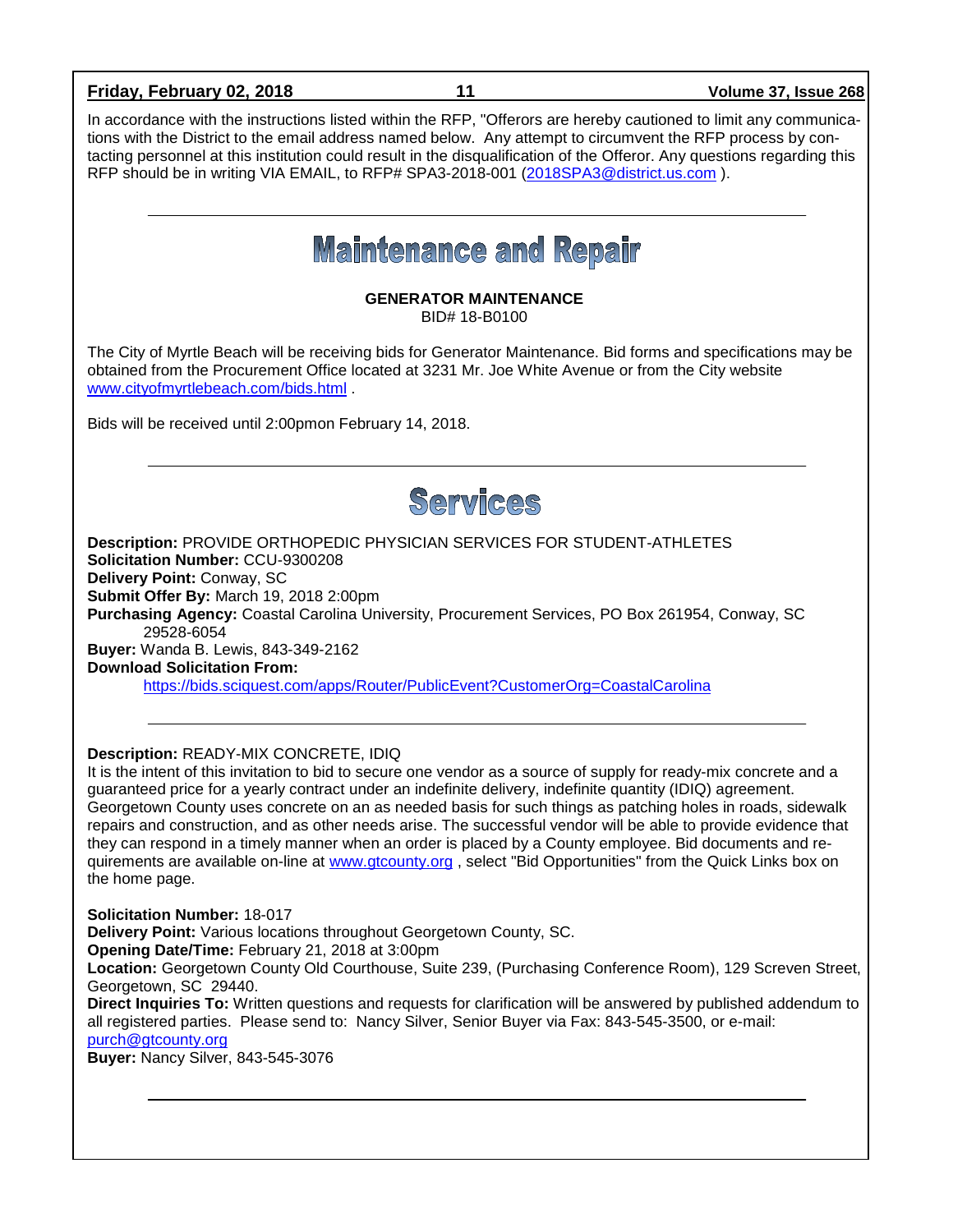In accordance with the instructions listed within the RFP, "Offerors are hereby cautioned to limit any communications with the District to the email address named below. Any attempt to circumvent the RFP process by contacting personnel at this institution could result in the disqualification of the Offeror. Any questions regarding this RFP should be in writing VIA EMAIL, to RFP# SPA3-2018-001 (2018SPA3@district.us.com ).

---

# Maintenance and Repair

**GENERATOR MAINTENANCE**
BID# 18-B0100

The City of Myrtle Beach will be receiving bids for Generator Maintenance. Bid forms and specifications may be obtained from the Procurement Office located at 3231 Mr. Joe White Avenue or from the City website www.cityofmyrtlebeach.com/bids.html .

Bids will be received until 2:00pmon February 14, 2018.

---

# Services

**Description:** PROVIDE ORTHOPEDIC PHYSICIAN SERVICES FOR STUDENT-ATHLETES
**Solicitation Number:** CCU-9300208
**Delivery Point:** Conway, SC
**Submit Offer By:** March 19, 2018 2:00pm
**Purchasing Agency:** Coastal Carolina University, Procurement Services, PO Box 261954, Conway, SC 29528-6054
**Buyer:** Wanda B. Lewis, 843-349-2162
**Download Solicitation From:**
https://bids.sciquest.com/apps/Router/PublicEvent?CustomerOrg=CoastalCarolina

---

**Description:** READY-MIX CONCRETE, IDIQ
It is the intent of this invitation to bid to secure one vendor as a source of supply for ready-mix concrete and a guaranteed price for a yearly contract under an indefinite delivery, indefinite quantity (IDIQ) agreement. Georgetown County uses concrete on an as needed basis for such things as patching holes in roads, sidewalk repairs and construction, and as other needs arise. The successful vendor will be able to provide evidence that they can respond in a timely manner when an order is placed by a County employee. Bid documents and requirements are available on-line at www.gtcounty.org , select "Bid Opportunities" from the Quick Links box on the home page.

**Solicitation Number:** 18-017
**Delivery Point:** Various locations throughout Georgetown County, SC.
**Opening Date/Time:** February 21, 2018 at 3:00pm
**Location:** Georgetown County Old Courthouse, Suite 239, (Purchasing Conference Room), 129 Screven Street, Georgetown, SC 29440.
**Direct Inquiries To:** Written questions and requests for clarification will be answered by published addendum to all registered parties. Please send to: Nancy Silver, Senior Buyer via Fax: 843-545-3500, or e-mail: purch@gtcounty.org
**Buyer:** Nancy Silver, 843-545-3076

---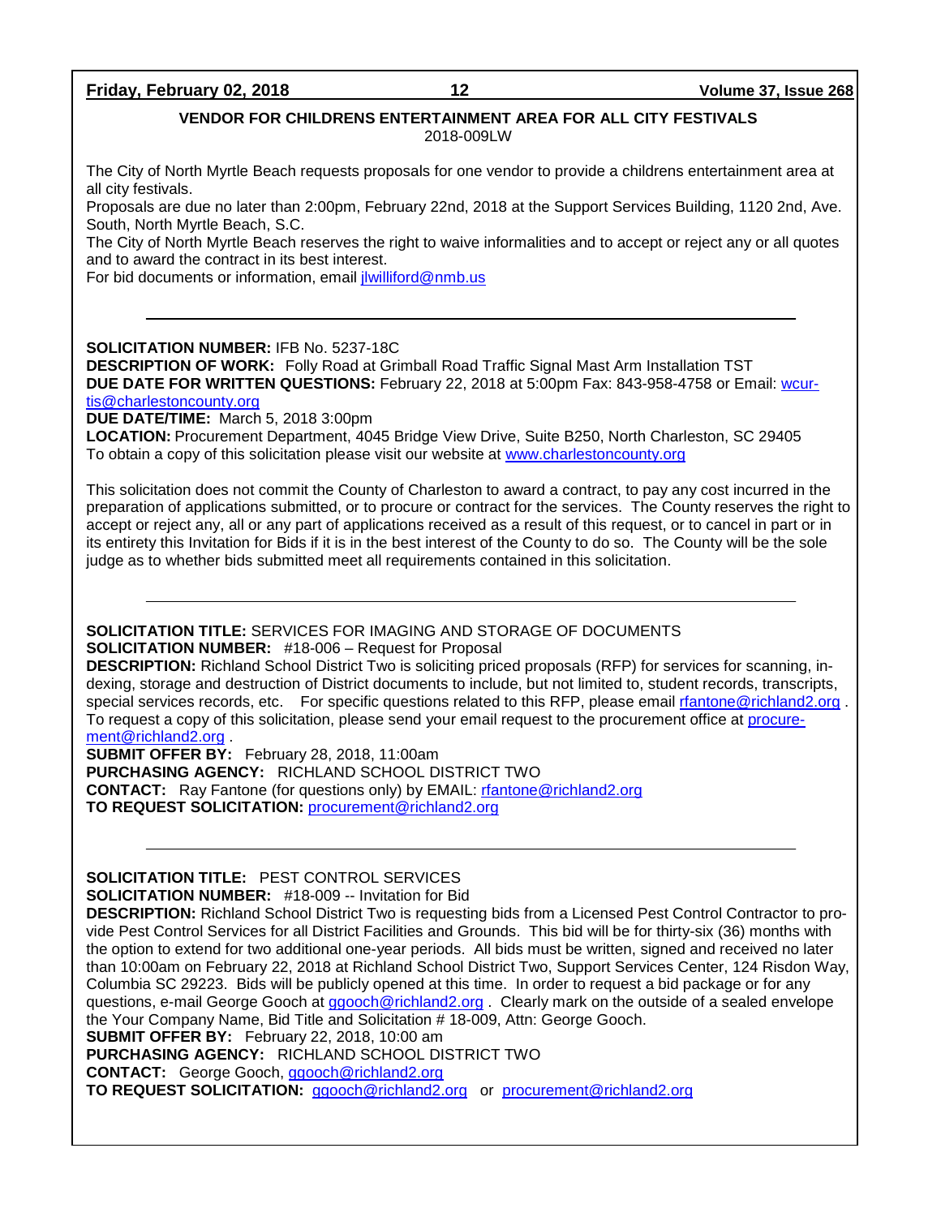**VENDOR FOR CHILDRENS ENTERTAINMENT AREA FOR ALL CITY FESTIVALS**
2018-009LW

The City of North Myrtle Beach requests proposals for one vendor to provide a childrens entertainment area at all city festivals.
Proposals are due no later than 2:00pm, February 22nd, 2018 at the Support Services Building, 1120 2nd, Ave. South, North Myrtle Beach, S.C.
The City of North Myrtle Beach reserves the right to waive informalities and to accept or reject any or all quotes and to award the contract in its best interest.
For bid documents or information, email jlwilliford@nmb.us

---

**SOLICITATION NUMBER:** IFB No. 5237-18C
**DESCRIPTION OF WORK:** Folly Road at Grimball Road Traffic Signal Mast Arm Installation TST
**DUE DATE FOR WRITTEN QUESTIONS:** February 22, 2018 at 5:00pm Fax: 843-958-4758 or Email: wcurtis@charlestoncounty.org
**DUE DATE/TIME:** March 5, 2018 3:00pm
**LOCATION:** Procurement Department, 4045 Bridge View Drive, Suite B250, North Charleston, SC 29405
To obtain a copy of this solicitation please visit our website at www.charlestoncounty.org

This solicitation does not commit the County of Charleston to award a contract, to pay any cost incurred in the preparation of applications submitted, or to procure or contract for the services. The County reserves the right to accept or reject any, all or any part of applications received as a result of this request, or to cancel in part or in its entirety this Invitation for Bids if it is in the best interest of the County to do so. The County will be the sole judge as to whether bids submitted meet all requirements contained in this solicitation.

---

**SOLICITATION TITLE:** SERVICES FOR IMAGING AND STORAGE OF DOCUMENTS
**SOLICITATION NUMBER:** #18-006 – Request for Proposal
**DESCRIPTION:** Richland School District Two is soliciting priced proposals (RFP) for services for scanning, indexing, storage and destruction of District documents to include, but not limited to, student records, transcripts, special services records, etc. For specific questions related to this RFP, please email rfantone@richland2.org . To request a copy of this solicitation, please send your email request to the procurement office at procurement@richland2.org .
**SUBMIT OFFER BY:** February 28, 2018, 11:00am
**PURCHASING AGENCY:** RICHLAND SCHOOL DISTRICT TWO
**CONTACT:** Ray Fantone (for questions only) by EMAIL: rfantone@richland2.org
**TO REQUEST SOLICITATION:** procurement@richland2.org

---

**SOLICITATION TITLE:** PEST CONTROL SERVICES
**SOLICITATION NUMBER:** #18-009 -- Invitation for Bid
**DESCRIPTION:** Richland School District Two is requesting bids from a Licensed Pest Control Contractor to provide Pest Control Services for all District Facilities and Grounds. This bid will be for thirty-six (36) months with the option to extend for two additional one-year periods. All bids must be written, signed and received no later than 10:00am on February 22, 2018 at Richland School District Two, Support Services Center, 124 Risdon Way, Columbia SC 29223. Bids will be publicly opened at this time. In order to request a bid package or for any questions, e-mail George Gooch at ggooch@richland2.org . Clearly mark on the outside of a sealed envelope the Your Company Name, Bid Title and Solicitation # 18-009, Attn: George Gooch.
**SUBMIT OFFER BY:** February 22, 2018, 10:00 am
**PURCHASING AGENCY:** RICHLAND SCHOOL DISTRICT TWO
**CONTACT:** George Gooch, ggooch@richland2.org
**TO REQUEST SOLICITATION:** ggooch@richland2.org or procurement@richland2.org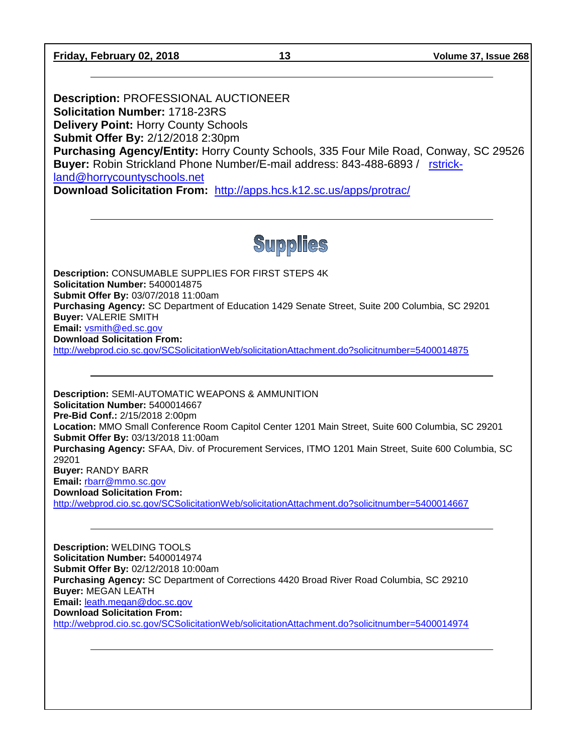---

**Description:** PROFESSIONAL AUCTIONEER
**Solicitation Number:** 1718-23RS
**Delivery Point:** Horry County Schools
**Submit Offer By:** 2/12/2018 2:30pm
**Purchasing Agency/Entity:** Horry County Schools, 335 Four Mile Road, Conway, SC 29526
**Buyer:** Robin Strickland Phone Number/E-mail address: 843-488-6893 / rstrickland@horrycountyschools.net
**Download Solicitation From:** http://apps.hcs.k12.sc.us/apps/protrac/

---

# Supplies

**Description:** CONSUMABLE SUPPLIES FOR FIRST STEPS 4K
**Solicitation Number:** 5400014875
**Submit Offer By:** 03/07/2018 11:00am
**Purchasing Agency:** SC Department of Education 1429 Senate Street, Suite 200 Columbia, SC 29201
**Buyer:** VALERIE SMITH
**Email:** vsmith@ed.sc.gov
**Download Solicitation From:**
http://webprod.cio.sc.gov/SCSolicitationWeb/solicitationAttachment.do?solicitnumber=5400014875

---

**Description:** SEMI-AUTOMATIC WEAPONS & AMMUNITION
**Solicitation Number:** 5400014667
**Pre-Bid Conf.:** 2/15/2018 2:00pm
**Location:** MMO Small Conference Room Capitol Center 1201 Main Street, Suite 600 Columbia, SC 29201
**Submit Offer By:** 03/13/2018 11:00am
**Purchasing Agency:** SFAA, Div. of Procurement Services, ITMO 1201 Main Street, Suite 600 Columbia, SC 29201
**Buyer:** RANDY BARR
**Email:** rbarr@mmo.sc.gov
**Download Solicitation From:**
http://webprod.cio.sc.gov/SCSolicitationWeb/solicitationAttachment.do?solicitnumber=5400014667

---

**Description:** WELDING TOOLS
**Solicitation Number:** 5400014974
**Submit Offer By:** 02/12/2018 10:00am
**Purchasing Agency:** SC Department of Corrections 4420 Broad River Road Columbia, SC 29210
**Buyer:** MEGAN LEATH
**Email:** leath.megan@doc.sc.gov
**Download Solicitation From:**
http://webprod.cio.sc.gov/SCSolicitationWeb/solicitationAttachment.do?solicitnumber=5400014974

---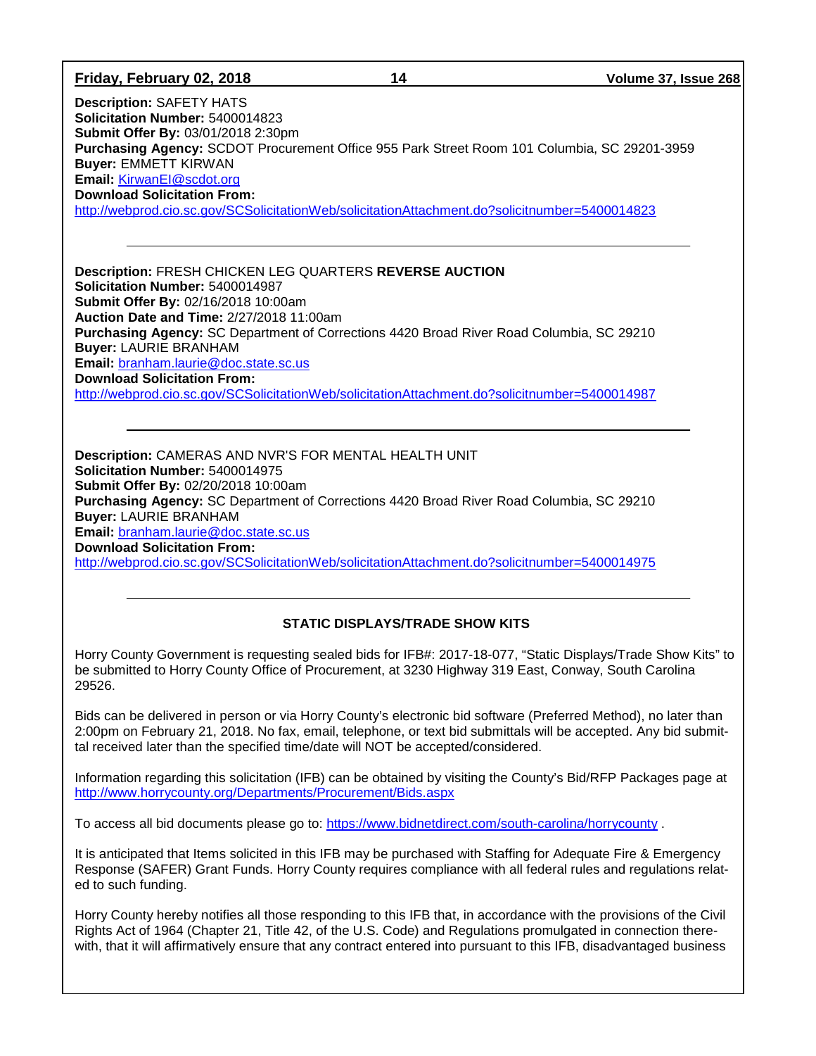**Description:** SAFETY HATS
**Solicitation Number:** 5400014823
**Submit Offer By:** 03/01/2018 2:30pm
**Purchasing Agency:** SCDOT Procurement Office 955 Park Street Room 101 Columbia, SC 29201-3959
**Buyer:** EMMETT KIRWAN
**Email:** KirwanEI@scdot.org
**Download Solicitation From:**
http://webprod.cio.sc.gov/SCSolicitationWeb/solicitationAttachment.do?solicitnumber=5400014823

---

**Description:** FRESH CHICKEN LEG QUARTERS **REVERSE AUCTION**
**Solicitation Number:** 5400014987
**Submit Offer By:** 02/16/2018 10:00am
**Auction Date and Time:** 2/27/2018 11:00am
**Purchasing Agency:** SC Department of Corrections 4420 Broad River Road Columbia, SC 29210
**Buyer:** LAURIE BRANHAM
**Email:** branham.laurie@doc.state.sc.us
**Download Solicitation From:**
http://webprod.cio.sc.gov/SCSolicitationWeb/solicitationAttachment.do?solicitnumber=5400014987

---

**Description:** CAMERAS AND NVR'S FOR MENTAL HEALTH UNIT
**Solicitation Number:** 5400014975
**Submit Offer By:** 02/20/2018 10:00am
**Purchasing Agency:** SC Department of Corrections 4420 Broad River Road Columbia, SC 29210
**Buyer:** LAURIE BRANHAM
**Email:** branham.laurie@doc.state.sc.us
**Download Solicitation From:**
http://webprod.cio.sc.gov/SCSolicitationWeb/solicitationAttachment.do?solicitnumber=5400014975

---

## STATIC DISPLAYS/TRADE SHOW KITS

Horry County Government is requesting sealed bids for IFB#: 2017-18-077, "Static Displays/Trade Show Kits" to be submitted to Horry County Office of Procurement, at 3230 Highway 319 East, Conway, South Carolina 29526.

Bids can be delivered in person or via Horry County's electronic bid software (Preferred Method), no later than 2:00pm on February 21, 2018. No fax, email, telephone, or text bid submittals will be accepted. Any bid submittal received later than the specified time/date will NOT be accepted/considered.

Information regarding this solicitation (IFB) can be obtained by visiting the County's Bid/RFP Packages page at http://www.horrycounty.org/Departments/Procurement/Bids.aspx

To access all bid documents please go to: https://www.bidnetdirect.com/south-carolina/horrycounty .

It is anticipated that Items solicited in this IFB may be purchased with Staffing for Adequate Fire & Emergency Response (SAFER) Grant Funds. Horry County requires compliance with all federal rules and regulations related to such funding.

Horry County hereby notifies all those responding to this IFB that, in accordance with the provisions of the Civil Rights Act of 1964 (Chapter 21, Title 42, of the U.S. Code) and Regulations promulgated in connection therewith, that it will affirmatively ensure that any contract entered into pursuant to this IFB, disadvantaged business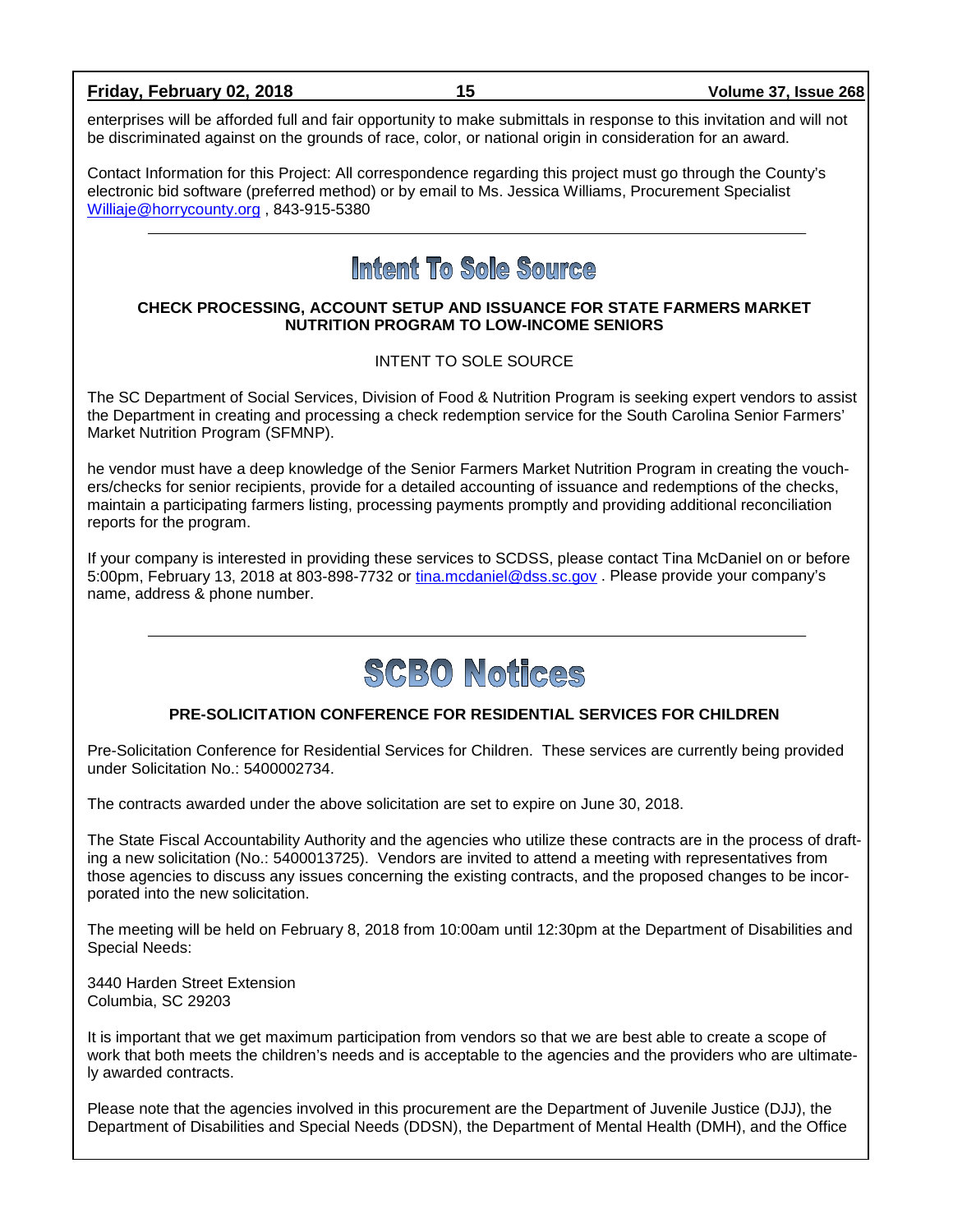enterprises will be afforded full and fair opportunity to make submittals in response to this invitation and will not be discriminated against on the grounds of race, color, or national origin in consideration for an award.

Contact Information for this Project: All correspondence regarding this project must go through the County's electronic bid software (preferred method) or by email to Ms. Jessica Williams, Procurement Specialist Williaje@horrycounty.org , 843-915-5380

---

# Intent To Sole Source

### CHECK PROCESSING, ACCOUNT SETUP AND ISSUANCE FOR STATE FARMERS MARKET NUTRITION PROGRAM TO LOW-INCOME SENIORS

INTENT TO SOLE SOURCE

The SC Department of Social Services, Division of Food & Nutrition Program is seeking expert vendors to assist the Department in creating and processing a check redemption service for the South Carolina Senior Farmers' Market Nutrition Program (SFMNP).

he vendor must have a deep knowledge of the Senior Farmers Market Nutrition Program in creating the vouchers/checks for senior recipients, provide for a detailed accounting of issuance and redemptions of the checks, maintain a participating farmers listing, processing payments promptly and providing additional reconciliation reports for the program.

If your company is interested in providing these services to SCDSS, please contact Tina McDaniel on or before 5:00pm, February 13, 2018 at 803-898-7732 or tina.mcdaniel@dss.sc.gov . Please provide your company's name, address & phone number.

---

# SCBO Notices

### PRE-SOLICITATION CONFERENCE FOR RESIDENTIAL SERVICES FOR CHILDREN

Pre-Solicitation Conference for Residential Services for Children. These services are currently being provided under Solicitation No.: 5400002734.

The contracts awarded under the above solicitation are set to expire on June 30, 2018.

The State Fiscal Accountability Authority and the agencies who utilize these contracts are in the process of drafting a new solicitation (No.: 5400013725). Vendors are invited to attend a meeting with representatives from those agencies to discuss any issues concerning the existing contracts, and the proposed changes to be incorporated into the new solicitation.

The meeting will be held on February 8, 2018 from 10:00am until 12:30pm at the Department of Disabilities and Special Needs:

3440 Harden Street Extension
Columbia, SC 29203

It is important that we get maximum participation from vendors so that we are best able to create a scope of work that both meets the children's needs and is acceptable to the agencies and the providers who are ultimately awarded contracts.

Please note that the agencies involved in this procurement are the Department of Juvenile Justice (DJJ), the Department of Disabilities and Special Needs (DDSN), the Department of Mental Health (DMH), and the Office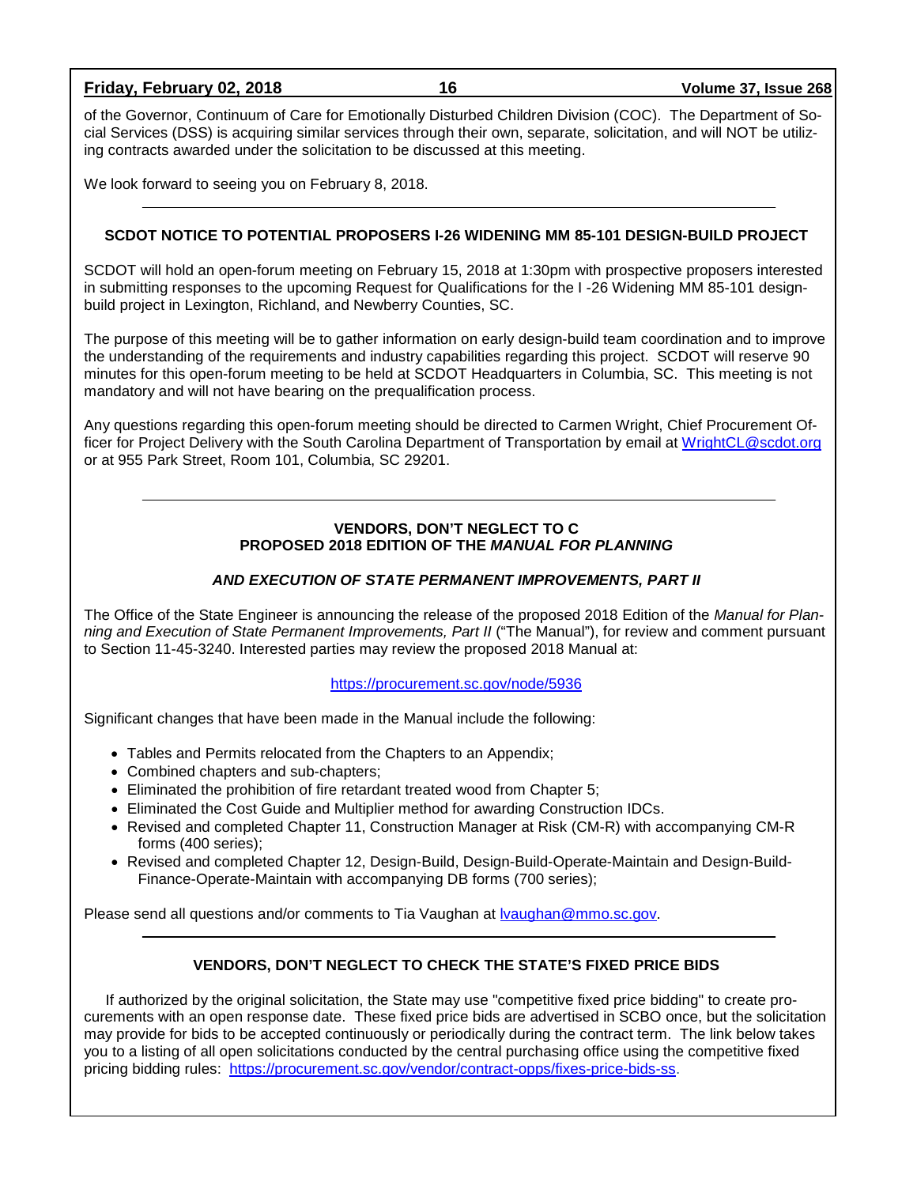of the Governor, Continuum of Care for Emotionally Disturbed Children Division (COC). The Department of Social Services (DSS) is acquiring similar services through their own, separate, solicitation, and will NOT be utilizing contracts awarded under the solicitation to be discussed at this meeting.

We look forward to seeing you on February 8, 2018.

---

### SCDOT NOTICE TO POTENTIAL PROPOSERS I-26 WIDENING MM 85-101 DESIGN-BUILD PROJECT

SCDOT will hold an open-forum meeting on February 15, 2018 at 1:30pm with prospective proposers interested in submitting responses to the upcoming Request for Qualifications for the I -26 Widening MM 85-101 design-build project in Lexington, Richland, and Newberry Counties, SC.

The purpose of this meeting will be to gather information on early design-build team coordination and to improve the understanding of the requirements and industry capabilities regarding this project. SCDOT will reserve 90 minutes for this open-forum meeting to be held at SCDOT Headquarters in Columbia, SC. This meeting is not mandatory and will not have bearing on the prequalification process.

Any questions regarding this open-forum meeting should be directed to Carmen Wright, Chief Procurement Officer for Project Delivery with the South Carolina Department of Transportation by email at [WrightCL@scdot.org](mailto:WrightCL@scdot.org) or at 955 Park Street, Room 101, Columbia, SC 29201.

---

### VENDORS, DON'T NEGLECT TO C
### PROPOSED 2018 EDITION OF THE *MANUAL FOR PLANNING*

### *AND EXECUTION OF STATE PERMANENT IMPROVEMENTS, PART II*

The Office of the State Engineer is announcing the release of the proposed 2018 Edition of the *Manual for Planning and Execution of State Permanent Improvements, Part II* ("The Manual"), for review and comment pursuant to Section 11-45-3240. Interested parties may review the proposed 2018 Manual at:

[https://procurement.sc.gov/node/5936](https://procurement.sc.gov/node/5936)

Significant changes that have been made in the Manual include the following:

- Tables and Permits relocated from the Chapters to an Appendix;
- Combined chapters and sub-chapters;
- Eliminated the prohibition of fire retardant treated wood from Chapter 5;
- Eliminated the Cost Guide and Multiplier method for awarding Construction IDCs.
- Revised and completed Chapter 11, Construction Manager at Risk (CM-R) with accompanying CM-R forms (400 series);
- Revised and completed Chapter 12, Design-Build, Design-Build-Operate-Maintain and Design-Build-Finance-Operate-Maintain with accompanying DB forms (700 series);

Please send all questions and/or comments to Tia Vaughan at [lvaughan@mmo.sc.gov](mailto:lvaughan@mmo.sc.gov).

---

### VENDORS, DON'T NEGLECT TO CHECK THE STATE'S FIXED PRICE BIDS

If authorized by the original solicitation, the State may use "competitive fixed price bidding" to create procurements with an open response date. These fixed price bids are advertised in SCBO once, but the solicitation may provide for bids to be accepted continuously or periodically during the contract term. The link below takes you to a listing of all open solicitations conducted by the central purchasing office using the competitive fixed pricing bidding rules: [https://procurement.sc.gov/vendor/contract-opps/fixes-price-bids-ss](https://procurement.sc.gov/vendor/contract-opps/fixes-price-bids-ss).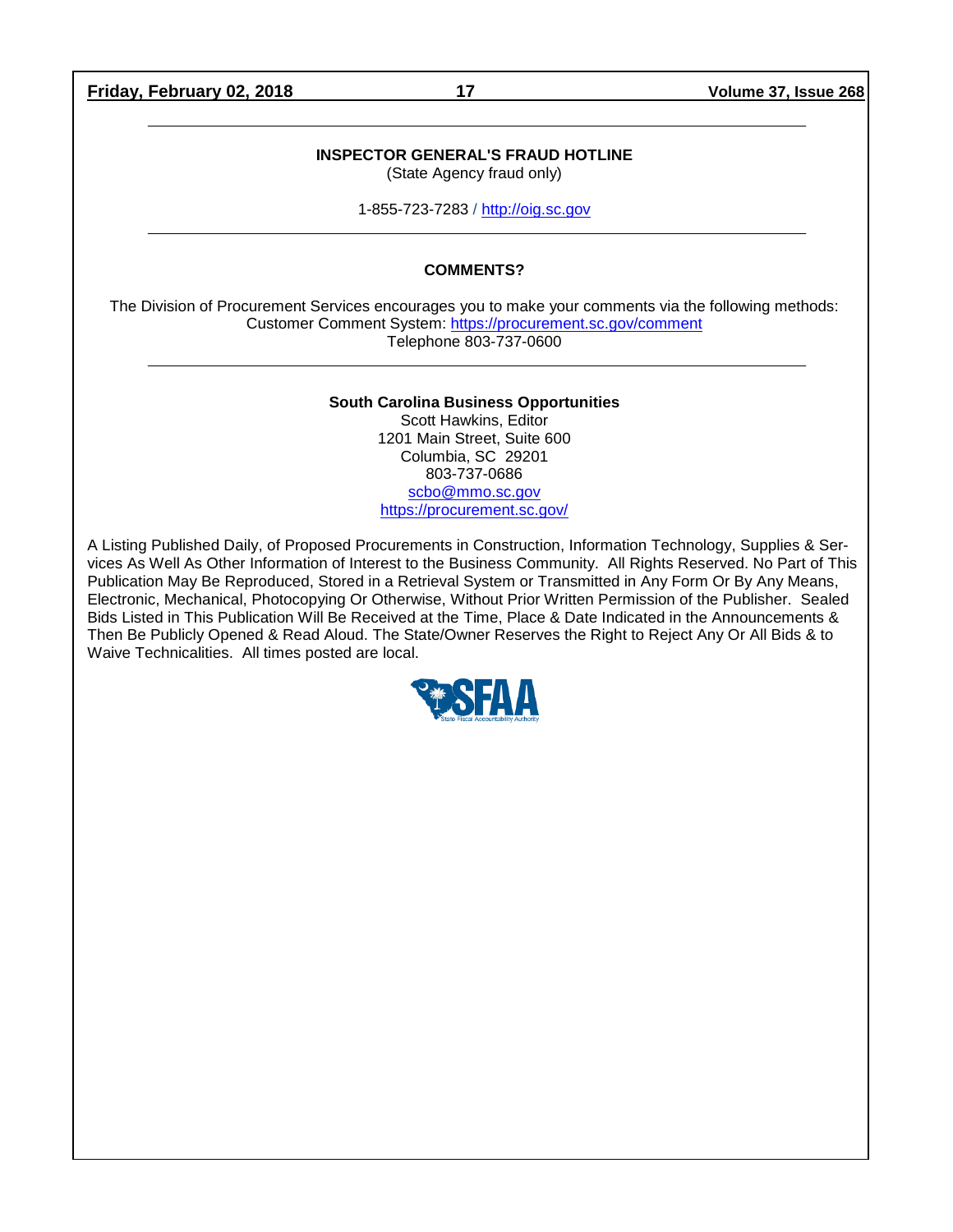**INSPECTOR GENERAL'S FRAUD HOTLINE**
(State Agency fraud only)

1-855-723-7283 / http://oig.sc.gov

---

**COMMENTS?**

The Division of Procurement Services encourages you to make your comments via the following methods:
Customer Comment System: https://procurement.sc.gov/comment
Telephone 803-737-0600

---

**South Carolina Business Opportunities**
Scott Hawkins, Editor
1201 Main Street, Suite 600
Columbia, SC 29201
803-737-0686
scbo@mmo.sc.gov
https://procurement.sc.gov/

A Listing Published Daily, of Proposed Procurements in Construction, Information Technology, Supplies & Services As Well As Other Information of Interest to the Business Community. All Rights Reserved. No Part of This Publication May Be Reproduced, Stored in a Retrieval System or Transmitted in Any Form Or By Any Means, Electronic, Mechanical, Photocopying Or Otherwise, Without Prior Written Permission of the Publisher. Sealed Bids Listed in This Publication Will Be Received at the Time, Place & Date Indicated in the Announcements & Then Be Publicly Opened & Read Aloud. The State/Owner Reserves the Right to Reject Any Or All Bids & to Waive Technicalities. All times posted are local.

SFAA
State Fiscal Accountability Authority